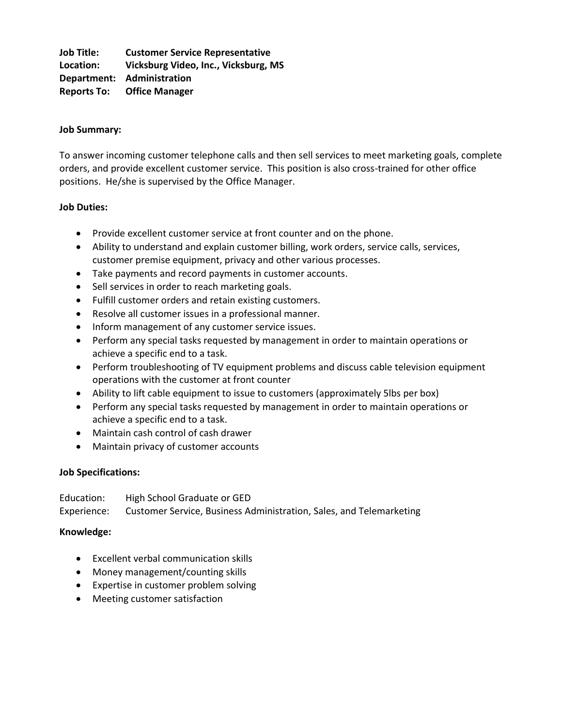**Job Title:** **Customer Service Representative**
**Location:** **Vicksburg Video, Inc., Vicksburg, MS**
**Department:** **Administration**
**Reports To:** **Office Manager**

**Job Summary:**

To answer incoming customer telephone calls and then sell services to meet marketing goals, complete orders, and provide excellent customer service. This position is also cross-trained for other office positions. He/she is supervised by the Office Manager.

**Job Duties:**

- Provide excellent customer service at front counter and on the phone.
- Ability to understand and explain customer billing, work orders, service calls, services, customer premise equipment, privacy and other various processes.
- Take payments and record payments in customer accounts.
- Sell services in order to reach marketing goals.
- Fulfill customer orders and retain existing customers.
- Resolve all customer issues in a professional manner.
- Inform management of any customer service issues.
- Perform any special tasks requested by management in order to maintain operations or achieve a specific end to a task.
- Perform troubleshooting of TV equipment problems and discuss cable television equipment operations with the customer at front counter
- Ability to lift cable equipment to issue to customers (approximately 5lbs per box)
- Perform any special tasks requested by management in order to maintain operations or achieve a specific end to a task.
- Maintain cash control of cash drawer
- Maintain privacy of customer accounts

**Job Specifications:**

Education: High School Graduate or GED
Experience: Customer Service, Business Administration, Sales, and Telemarketing

**Knowledge:**

- Excellent verbal communication skills
- Money management/counting skills
- Expertise in customer problem solving
- Meeting customer satisfaction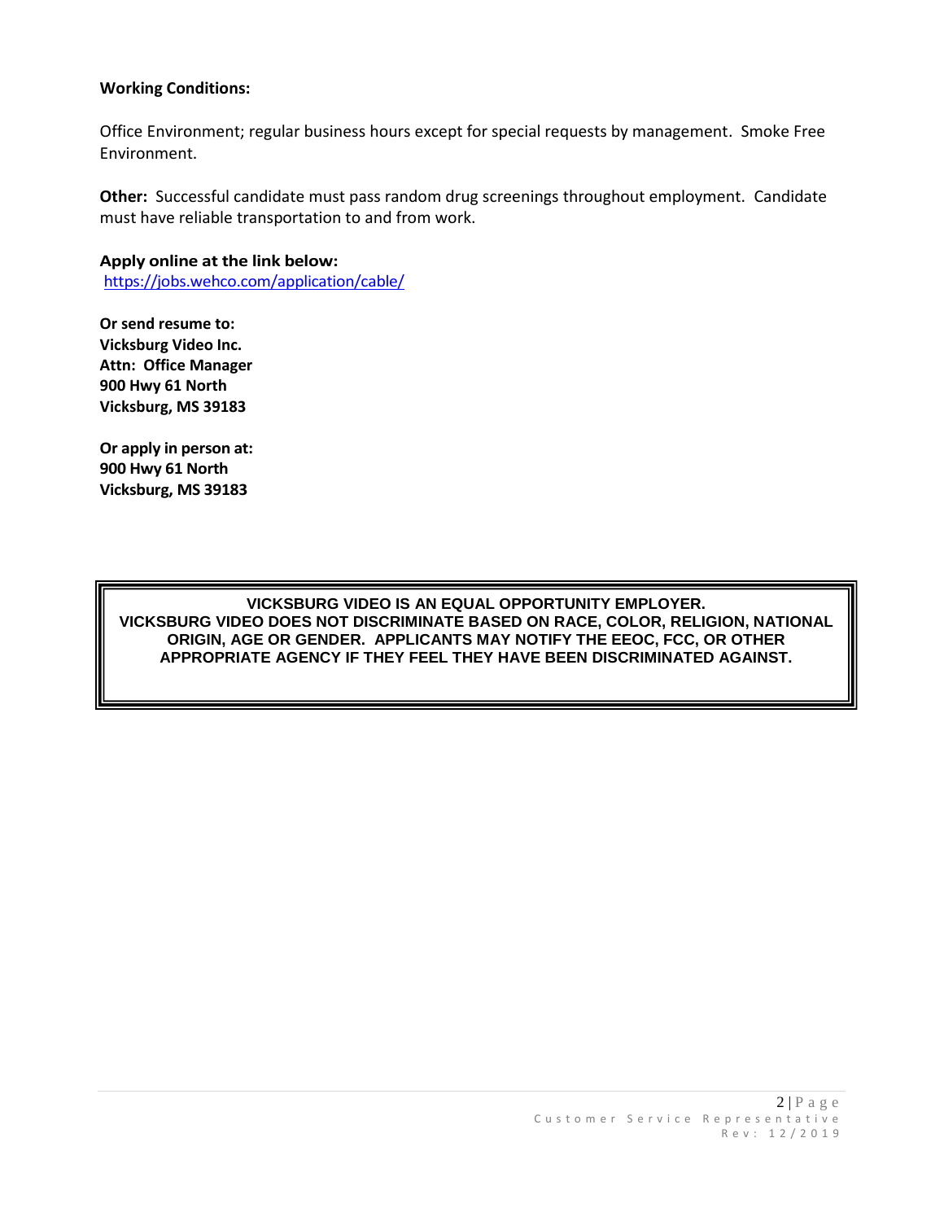**Working Conditions:**

Office Environment; regular business hours except for special requests by management. Smoke Free Environment.

**Other:** Successful candidate must pass random drug screenings throughout employment. Candidate must have reliable transportation to and from work.

**Apply online at the link below:**
https://jobs.wehco.com/application/cable/

**Or send resume to:**
**Vicksburg Video Inc.**
**Attn: Office Manager**
**900 Hwy 61 North**
**Vicksburg, MS 39183**

**Or apply in person at:**
**900 Hwy 61 North**
**Vicksburg, MS 39183**

**VICKSBURG VIDEO IS AN EQUAL OPPORTUNITY EMPLOYER.**
**VICKSBURG VIDEO DOES NOT DISCRIMINATE BASED ON RACE, COLOR, RELIGION, NATIONAL ORIGIN, AGE OR GENDER. APPLICANTS MAY NOTIFY THE EEOC, FCC, OR OTHER APPROPRIATE AGENCY IF THEY FEEL THEY HAVE BEEN DISCRIMINATED AGAINST.**